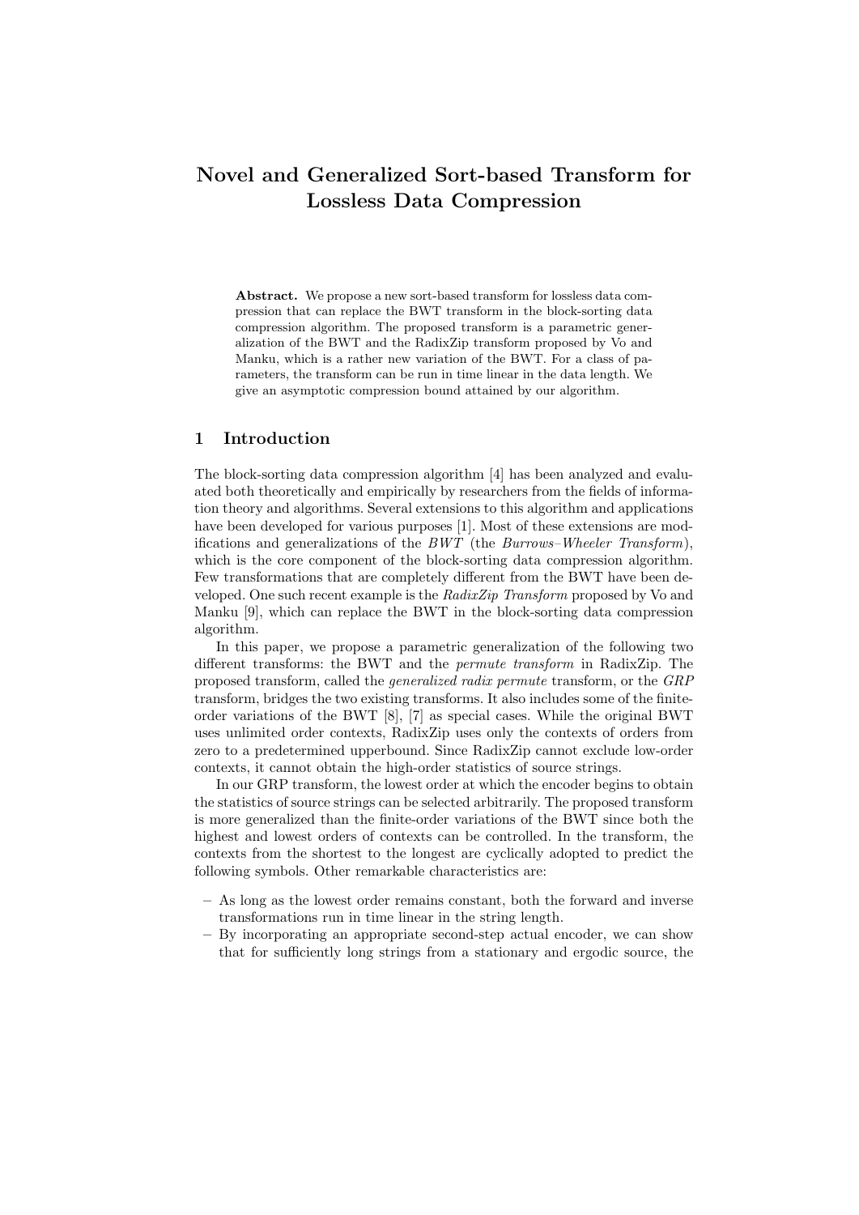# Novel and Generalized Sort-based Transform for Lossless Data Compression

**Abstract.** We propose a new sort-based transform for lossless data compression that can replace the BWT transform in the block-sorting data compression algorithm. The proposed transform is a parametric generalization of the BWT and the RadixZip transform proposed by Vo and Manku, which is a rather new variation of the BWT. For a class of parameters, the transform can be run in time linear in the data length. We give an asymptotic compression bound attained by our algorithm.

## 1 Introduction

The block-sorting data compression algorithm [4] has been analyzed and evaluated both theoretically and empirically by researchers from the fields of information theory and algorithms. Several extensions to this algorithm and applications have been developed for various purposes [1]. Most of these extensions are modifications and generalizations of the *BWT* (the *Burrows–Wheeler Transform*), which is the core component of the block-sorting data compression algorithm. Few transformations that are completely different from the BWT have been developed. One such recent example is the *RadixZip Transform* proposed by Vo and Manku [9], which can replace the BWT in the block-sorting data compression algorithm.

In this paper, we propose a parametric generalization of the following two different transforms: the BWT and the *permute transform* in RadixZip. The proposed transform, called the *generalized radix permute* transform, or the *GRP* transform, bridges the two existing transforms. It also includes some of the finite-order variations of the BWT [8], [7] as special cases. While the original BWT uses unlimited order contexts, RadixZip uses only the contexts of orders from zero to a predetermined upperbound. Since RadixZip cannot exclude low-order contexts, it cannot obtain the high-order statistics of source strings.

In our GRP transform, the lowest order at which the encoder begins to obtain the statistics of source strings can be selected arbitrarily. The proposed transform is more generalized than the finite-order variations of the BWT since both the highest and lowest orders of contexts can be controlled. In the transform, the contexts from the shortest to the longest are cyclically adopted to predict the following symbols. Other remarkable characteristics are:

- As long as the lowest order remains constant, both the forward and inverse transformations run in time linear in the string length.
- By incorporating an appropriate second-step actual encoder, we can show that for sufficiently long strings from a stationary and ergodic source, the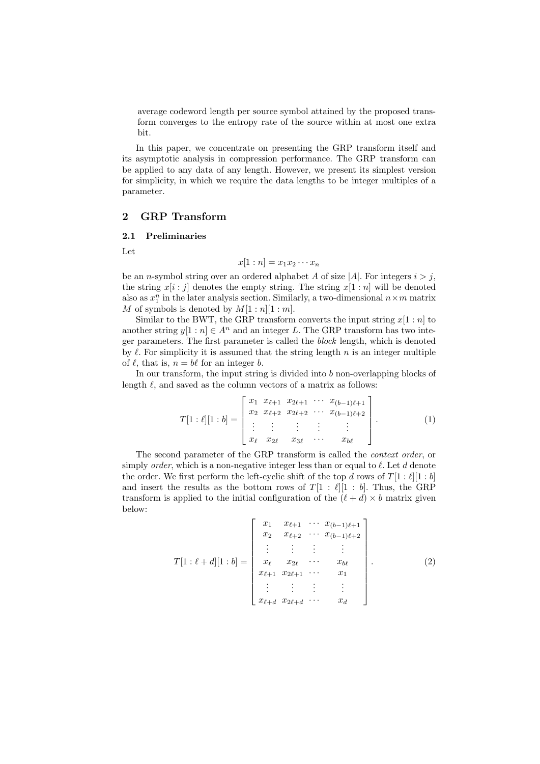average codeword length per source symbol attained by the proposed transform converges to the entropy rate of the source within at most one extra bit.

In this paper, we concentrate on presenting the GRP transform itself and its asymptotic analysis in compression performance. The GRP transform can be applied to any data of any length. However, we present its simplest version for simplicity, in which we require the data lengths to be integer multiples of a parameter.

## 2 GRP Transform

### 2.1 Preliminaries

Let

$$x[1:n] = x_1 x_2 \cdots x_n$$

be an $n$-symbol string over an ordered alphabet $A$ of size $|A|$. For integers $i > j$, the string $x[i:j]$ denotes the empty string. The string $x[1:n]$ will be denoted also as $x_1^n$ in the later analysis section. Similarly, a two-dimensional $n \times m$ matrix $M$ of symbols is denoted by $M[1:n][1:m]$.

Similar to the BWT, the GRP transform converts the input string $x[1:n]$ to another string $y[1:n] \in A^n$ and an integer $L$. The GRP transform has two integer parameters. The first parameter is called the *block* length, which is denoted by $\ell$. For simplicity it is assumed that the string length $n$ is an integer multiple of $\ell$, that is, $n = b\ell$ for an integer $b$.

In our transform, the input string is divided into $b$ non-overlapping blocks of length $\ell$, and saved as the column vectors of a matrix as follows:

$$T[1:\ell][1:b] = \begin{bmatrix} x_1 & x_{\ell+1} & x_{2\ell+1} & \cdots & x_{(b-1)\ell+1} \\ x_2 & x_{\ell+2} & x_{2\ell+2} & \cdots & x_{(b-1)\ell+2} \\ \vdots & \vdots & \vdots & \vdots & \vdots \\ x_\ell & x_{2\ell} & x_{3\ell} & \cdots & x_{b\ell} \end{bmatrix}. \tag{1}$$

The second parameter of the GRP transform is called the *context order*, or simply *order*, which is a non-negative integer less than or equal to $\ell$. Let $d$ denote the order. We first perform the left-cyclic shift of the top $d$ rows of $T[1:\ell][1:b]$ and insert the results as the bottom rows of $T[1:\ell][1:b]$. Thus, the GRP transform is applied to the initial configuration of the $(\ell+d) \times b$ matrix given below:

$$T[1:\ell+d][1:b] = \begin{bmatrix} x_1 & x_{\ell+1} & \cdots & x_{(b-1)\ell+1} \\ x_2 & x_{\ell+2} & \cdots & x_{(b-1)\ell+2} \\ \vdots & \vdots & \vdots & \vdots \\ x_\ell & x_{2\ell} & \cdots & x_{b\ell} \\ x_{\ell+1} & x_{2\ell+1} & \cdots & x_1 \\ \vdots & \vdots & \vdots & \vdots \\ x_{\ell+d} & x_{2\ell+d} & \cdots & x_d \end{bmatrix}. \tag{2}$$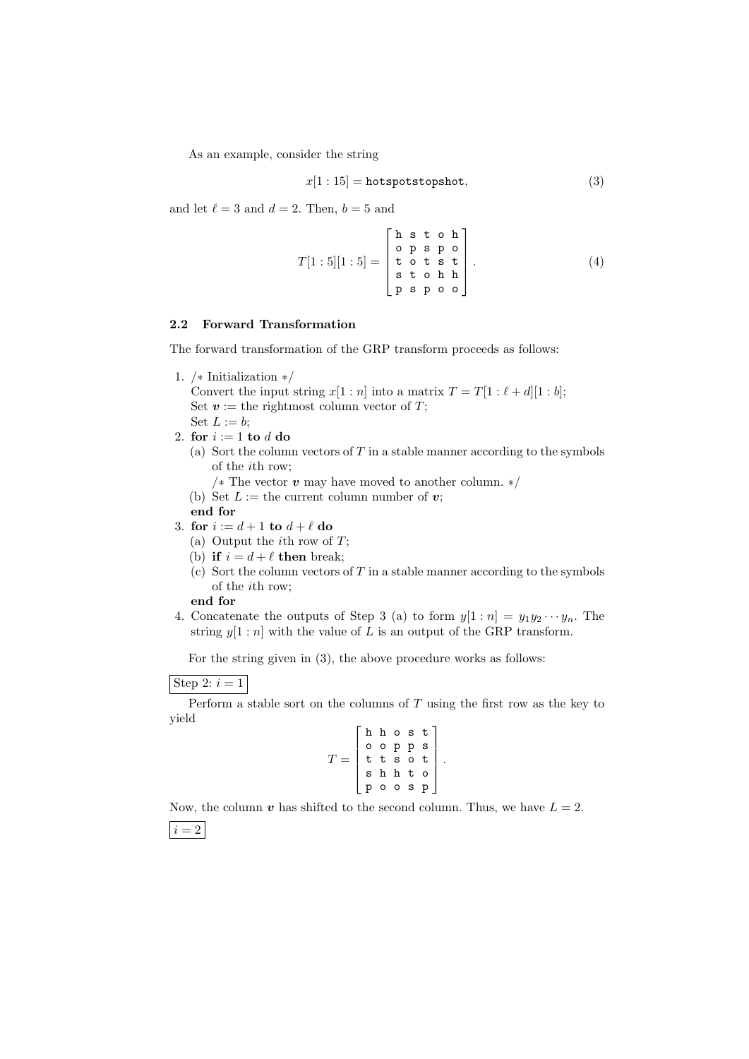As an example, consider the string

$$x[1:15] = \texttt{hotspotstopshot}, \tag{3}$$

and let $\ell = 3$ and $d = 2$. Then, $b = 5$ and

$$T[1:5][1:5] = \begin{bmatrix} \texttt{h} & \texttt{s} & \texttt{t} & \texttt{o} & \texttt{h} \\ \texttt{o} & \texttt{p} & \texttt{s} & \texttt{p} & \texttt{o} \\ \texttt{t} & \texttt{o} & \texttt{t} & \texttt{s} & \texttt{t} \\ \texttt{s} & \texttt{t} & \texttt{o} & \texttt{h} & \texttt{h} \\ \texttt{p} & \texttt{s} & \texttt{p} & \texttt{o} & \texttt{o} \end{bmatrix}. \tag{4}$$

### 2.2 Forward Transformation

The forward transformation of the GRP transform proceeds as follows:

1. /* Initialization */
   Convert the input string $x[1:n]$ into a matrix $T = T[1:\ell+d][1:b]$;
   Set $\boldsymbol{v}$ := the rightmost column vector of $T$;
   Set $L := b$;
2. **for** $i := 1$ **to** $d$ **do**
   (a) Sort the column vectors of $T$ in a stable manner according to the symbols of the $i$th row;
   /* The vector $\boldsymbol{v}$ may have moved to another column. */
   (b) Set $L$ := the current column number of $\boldsymbol{v}$;
   **end for**
3. **for** $i := d+1$ **to** $d+\ell$ **do**
   (a) Output the $i$th row of $T$;
   (b) **if** $i = d+\ell$ **then** break;
   (c) Sort the column vectors of $T$ in a stable manner according to the symbols of the $i$th row;
   **end for**
4. Concatenate the outputs of Step 3 (a) to form $y[1:n] = y_1 y_2 \cdots y_n$. The string $y[1:n]$ with the value of $L$ is an output of the GRP transform.

For the string given in (3), the above procedure works as follows:

Step 2: $i = 1$

Perform a stable sort on the columns of $T$ using the first row as the key to yield

$$T = \begin{bmatrix} \texttt{h} & \texttt{h} & \texttt{o} & \texttt{s} & \texttt{t} \\ \texttt{o} & \texttt{o} & \texttt{p} & \texttt{p} & \texttt{s} \\ \texttt{t} & \texttt{t} & \texttt{s} & \texttt{o} & \texttt{t} \\ \texttt{s} & \texttt{h} & \texttt{h} & \texttt{t} & \texttt{o} \\ \texttt{p} & \texttt{o} & \texttt{o} & \texttt{s} & \texttt{p} \end{bmatrix}.$$

Now, the column $\boldsymbol{v}$ has shifted to the second column. Thus, we have $L = 2$.

$i = 2$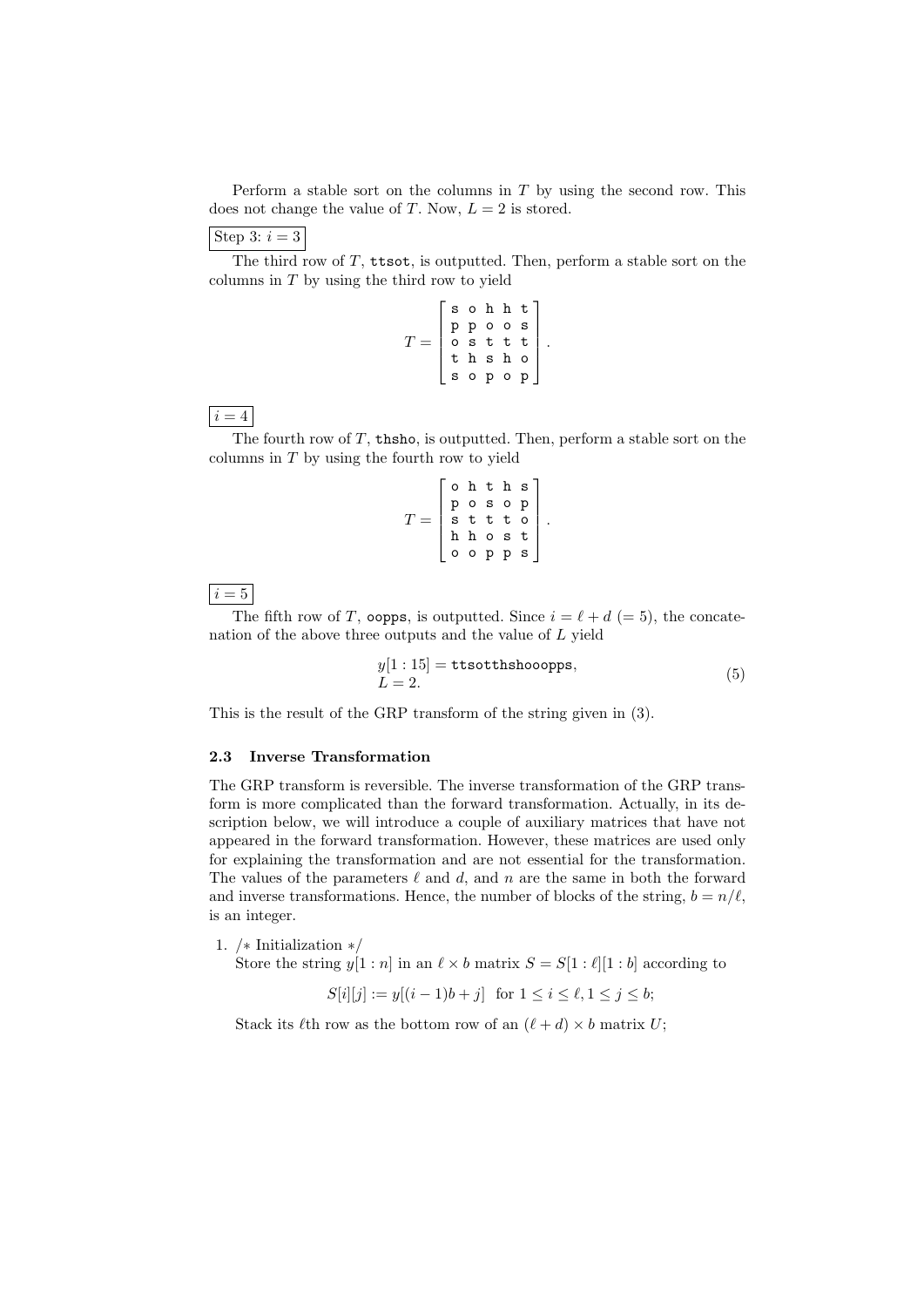Perform a stable sort on the columns in $T$ by using the second row. This does not change the value of $T$. Now, $L = 2$ is stored.

**Step 3: $i = 3$**

The third row of $T$, `ttsot`, is outputted. Then, perform a stable sort on the columns in $T$ by using the third row to yield

$$T = \begin{bmatrix} \mathtt{s} & \mathtt{o} & \mathtt{h} & \mathtt{h} & \mathtt{t} \\ \mathtt{p} & \mathtt{p} & \mathtt{o} & \mathtt{o} & \mathtt{s} \\ \mathtt{o} & \mathtt{s} & \mathtt{t} & \mathtt{t} & \mathtt{t} \\ \mathtt{t} & \mathtt{h} & \mathtt{s} & \mathtt{h} & \mathtt{o} \\ \mathtt{s} & \mathtt{o} & \mathtt{p} & \mathtt{o} & \mathtt{p} \end{bmatrix}.$$

**$i = 4$**

The fourth row of $T$, `thsho`, is outputted. Then, perform a stable sort on the columns in $T$ by using the fourth row to yield

$$T = \begin{bmatrix} \mathtt{o} & \mathtt{h} & \mathtt{t} & \mathtt{h} & \mathtt{s} \\ \mathtt{p} & \mathtt{o} & \mathtt{s} & \mathtt{o} & \mathtt{p} \\ \mathtt{s} & \mathtt{t} & \mathtt{t} & \mathtt{t} & \mathtt{o} \\ \mathtt{h} & \mathtt{h} & \mathtt{o} & \mathtt{s} & \mathtt{t} \\ \mathtt{o} & \mathtt{o} & \mathtt{p} & \mathtt{p} & \mathtt{s} \end{bmatrix}.$$

**$i = 5$**

The fifth row of $T$, `oopps`, is outputted. Since $i = \ell + d$ $(= 5)$, the concatenation of the above three outputs and the value of $L$ yield

$$\begin{aligned} &y[1:15] = \mathtt{ttsotthshooopps}, \\ &L = 2. \end{aligned} \tag{5}$$

This is the result of the GRP transform of the string given in (3).

### 2.3 Inverse Transformation

The GRP transform is reversible. The inverse transformation of the GRP transform is more complicated than the forward transformation. Actually, in its description below, we will introduce a couple of auxiliary matrices that have not appeared in the forward transformation. However, these matrices are used only for explaining the transformation and are not essential for the transformation. The values of the parameters $\ell$ and $d$, and $n$ are the same in both the forward and inverse transformations. Hence, the number of blocks of the string, $b = n/\ell$, is an integer.

1. /* Initialization */
   Store the string $y[1:n]$ in an $\ell \times b$ matrix $S = S[1:\ell][1:b]$ according to

   $$S[i][j] := y[(i-1)b + j] \quad \text{for } 1 \le i \le \ell, 1 \le j \le b;$$

   Stack its $\ell$th row as the bottom row of an $(\ell + d) \times b$ matrix $U$;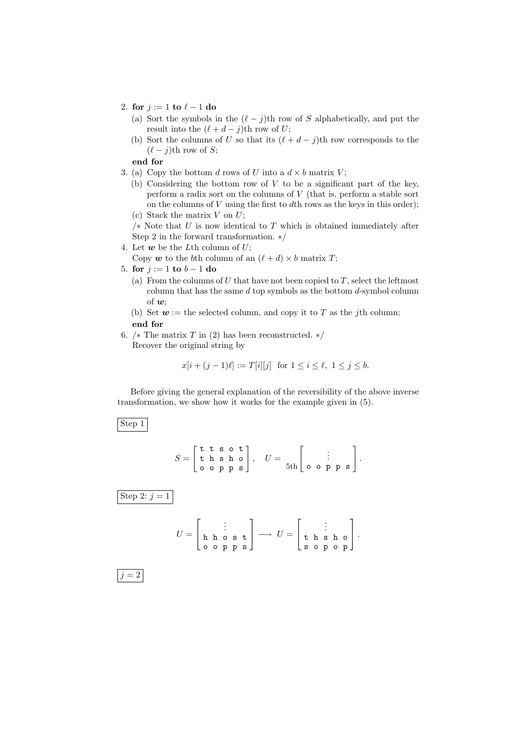2. **for** $j := 1$ **to** $\ell - 1$ **do**
   (a) Sort the symbols in the $(\ell - j)$th row of $S$ alphabetically, and put the result into the $(\ell + d - j)$th row of $U$;
   (b) Sort the columns of $U$ so that its $(\ell + d - j)$th row corresponds to the $(\ell - j)$th row of $S$;

   **end for**
3. (a) Copy the bottom $d$ rows of $U$ into a $d \times b$ matrix $V$;
   (b) Considering the bottom row of $V$ to be a significant part of the key, perform a radix sort on the columns of $V$ (that is, perform a stable sort on the columns of $V$ using the first to $d$th rows as the keys in this order);
   (c) Stack the matrix $V$ on $U$;

   /* Note that $U$ is now identical to $T$ which is obtained immediately after Step 2 in the forward transformation. */
4. Let $\boldsymbol{w}$ be the $L$th column of $U$;
   Copy $\boldsymbol{w}$ to the $b$th column of an $(\ell + d) \times b$ matrix $T$;
5. **for** $j := 1$ **to** $b - 1$ **do**
   (a) From the columns of $U$ that have not been copied to $T$, select the leftmost column that has the same $d$ top symbols as the bottom $d$-symbol column of $\boldsymbol{w}$;
   (b) Set $\boldsymbol{w} :=$ the selected column, and copy it to $T$ as the $j$th column;

   **end for**
6. /* The matrix $T$ in (2) has been reconstructed. */
   Recover the original string by

$$x[i + (j-1)\ell] := T[i][j] \quad \text{for } 1 \le i \le \ell,\ 1 \le j \le b.$$

Before giving the general explanation of the reversibility of the above inverse transformation, we show how it works for the example given in (5).

Step 1

$$S = \begin{bmatrix} \texttt{t} & \texttt{t} & \texttt{s} & \texttt{o} & \texttt{t} \\ \texttt{t} & \texttt{h} & \texttt{s} & \texttt{h} & \texttt{o} \\ \texttt{o} & \texttt{o} & \texttt{p} & \texttt{p} & \texttt{s} \end{bmatrix}, \quad U = \begin{matrix} \\ \text{5th} \end{matrix}\begin{bmatrix} & & \vdots & & \\ \texttt{o} & \texttt{o} & \texttt{p} & \texttt{p} & \texttt{s} \end{bmatrix}.$$

Step 2: $j = 1$

$$U = \begin{bmatrix} & & \vdots & & \\ \texttt{h} & \texttt{h} & \texttt{o} & \texttt{s} & \texttt{t} \\ \texttt{o} & \texttt{o} & \texttt{p} & \texttt{p} & \texttt{s} \end{bmatrix} \longrightarrow U = \begin{bmatrix} & & \vdots & & \\ \texttt{t} & \texttt{h} & \texttt{s} & \texttt{h} & \texttt{o} \\ \texttt{s} & \texttt{o} & \texttt{p} & \texttt{o} & \texttt{p} \end{bmatrix}.$$

$j = 2$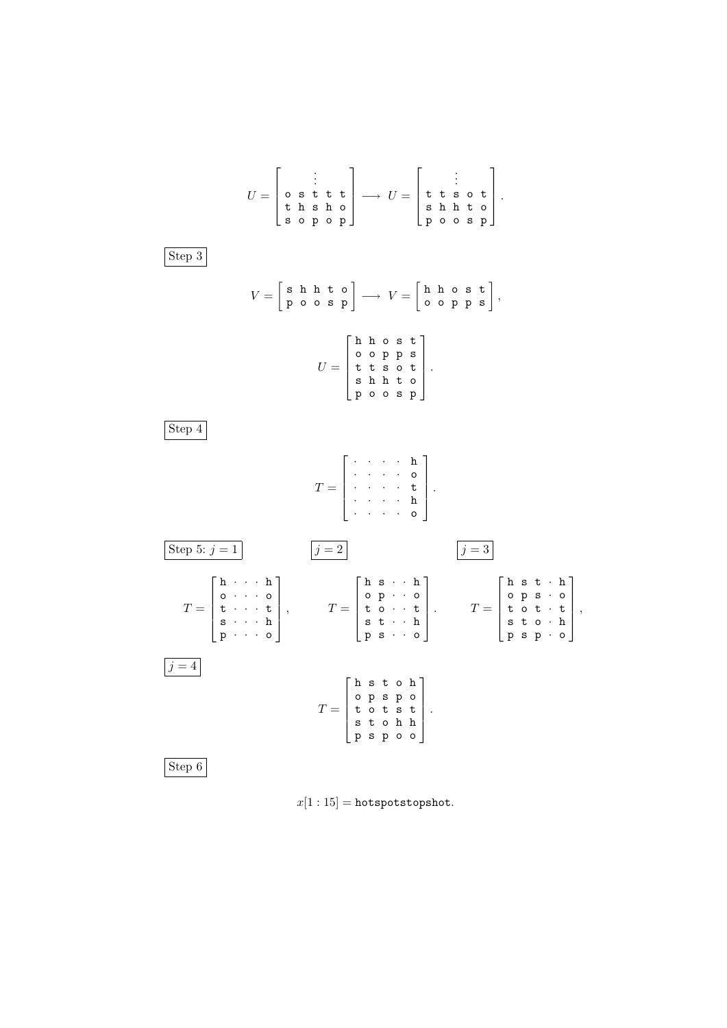$$U = \begin{bmatrix} & & \vdots & & \\ \mathtt{o} & \mathtt{s} & \mathtt{t} & \mathtt{t} & \mathtt{t} \\ \mathtt{t} & \mathtt{h} & \mathtt{s} & \mathtt{h} & \mathtt{o} \\ \mathtt{s} & \mathtt{o} & \mathtt{p} & \mathtt{o} & \mathtt{p} \end{bmatrix} \longrightarrow U = \begin{bmatrix} & & \vdots & & \\ \mathtt{t} & \mathtt{t} & \mathtt{s} & \mathtt{o} & \mathtt{t} \\ \mathtt{s} & \mathtt{h} & \mathtt{h} & \mathtt{t} & \mathtt{o} \\ \mathtt{p} & \mathtt{o} & \mathtt{o} & \mathtt{s} & \mathtt{p} \end{bmatrix}.$$

Step 3

$$V = \begin{bmatrix} \mathtt{s} & \mathtt{h} & \mathtt{h} & \mathtt{t} & \mathtt{o} \\ \mathtt{p} & \mathtt{o} & \mathtt{o} & \mathtt{s} & \mathtt{p} \end{bmatrix} \longrightarrow V = \begin{bmatrix} \mathtt{h} & \mathtt{h} & \mathtt{o} & \mathtt{s} & \mathtt{t} \\ \mathtt{o} & \mathtt{o} & \mathtt{p} & \mathtt{p} & \mathtt{s} \end{bmatrix},$$

$$U = \begin{bmatrix} \mathtt{h} & \mathtt{h} & \mathtt{o} & \mathtt{s} & \mathtt{t} \\ \mathtt{o} & \mathtt{o} & \mathtt{p} & \mathtt{p} & \mathtt{s} \\ \mathtt{t} & \mathtt{t} & \mathtt{s} & \mathtt{o} & \mathtt{t} \\ \mathtt{s} & \mathtt{h} & \mathtt{h} & \mathtt{t} & \mathtt{o} \\ \mathtt{p} & \mathtt{o} & \mathtt{o} & \mathtt{s} & \mathtt{p} \end{bmatrix}.$$

Step 4

$$T = \begin{bmatrix} \cdot & \cdot & \cdot & \cdot & \mathtt{h} \\ \cdot & \cdot & \cdot & \cdot & \mathtt{o} \\ \cdot & \cdot & \cdot & \cdot & \mathtt{t} \\ \cdot & \cdot & \cdot & \cdot & \mathtt{h} \\ \cdot & \cdot & \cdot & \cdot & \mathtt{o} \end{bmatrix}.$$

Step 5: $j = 1$

$$T = \begin{bmatrix} \mathtt{h} & \cdot & \cdot & \cdot & \mathtt{h} \\ \mathtt{o} & \cdot & \cdot & \cdot & \mathtt{o} \\ \mathtt{t} & \cdot & \cdot & \cdot & \mathtt{t} \\ \mathtt{s} & \cdot & \cdot & \cdot & \mathtt{h} \\ \mathtt{p} & \cdot & \cdot & \cdot & \mathtt{o} \end{bmatrix},$$

$j = 2$

$$T = \begin{bmatrix} \mathtt{h} & \mathtt{s} & \cdot & \cdot & \mathtt{h} \\ \mathtt{o} & \mathtt{p} & \cdot & \cdot & \mathtt{o} \\ \mathtt{t} & \mathtt{o} & \cdot & \cdot & \mathtt{t} \\ \mathtt{s} & \mathtt{t} & \cdot & \cdot & \mathtt{h} \\ \mathtt{p} & \mathtt{s} & \cdot & \cdot & \mathtt{o} \end{bmatrix}.$$

$j = 3$

$$T = \begin{bmatrix} \mathtt{h} & \mathtt{s} & \mathtt{t} & \cdot & \mathtt{h} \\ \mathtt{o} & \mathtt{p} & \mathtt{s} & \cdot & \mathtt{o} \\ \mathtt{t} & \mathtt{o} & \mathtt{t} & \cdot & \mathtt{t} \\ \mathtt{s} & \mathtt{t} & \mathtt{o} & \cdot & \mathtt{h} \\ \mathtt{p} & \mathtt{s} & \mathtt{p} & \cdot & \mathtt{o} \end{bmatrix},$$

$j = 4$

$$T = \begin{bmatrix} \mathtt{h} & \mathtt{s} & \mathtt{t} & \mathtt{o} & \mathtt{h} \\ \mathtt{o} & \mathtt{p} & \mathtt{s} & \mathtt{p} & \mathtt{o} \\ \mathtt{t} & \mathtt{o} & \mathtt{t} & \mathtt{s} & \mathtt{t} \\ \mathtt{s} & \mathtt{t} & \mathtt{o} & \mathtt{h} & \mathtt{h} \\ \mathtt{p} & \mathtt{s} & \mathtt{p} & \mathtt{o} & \mathtt{o} \end{bmatrix}.$$

Step 6

$$x[1:15] = \mathtt{hotspotstopshot}.$$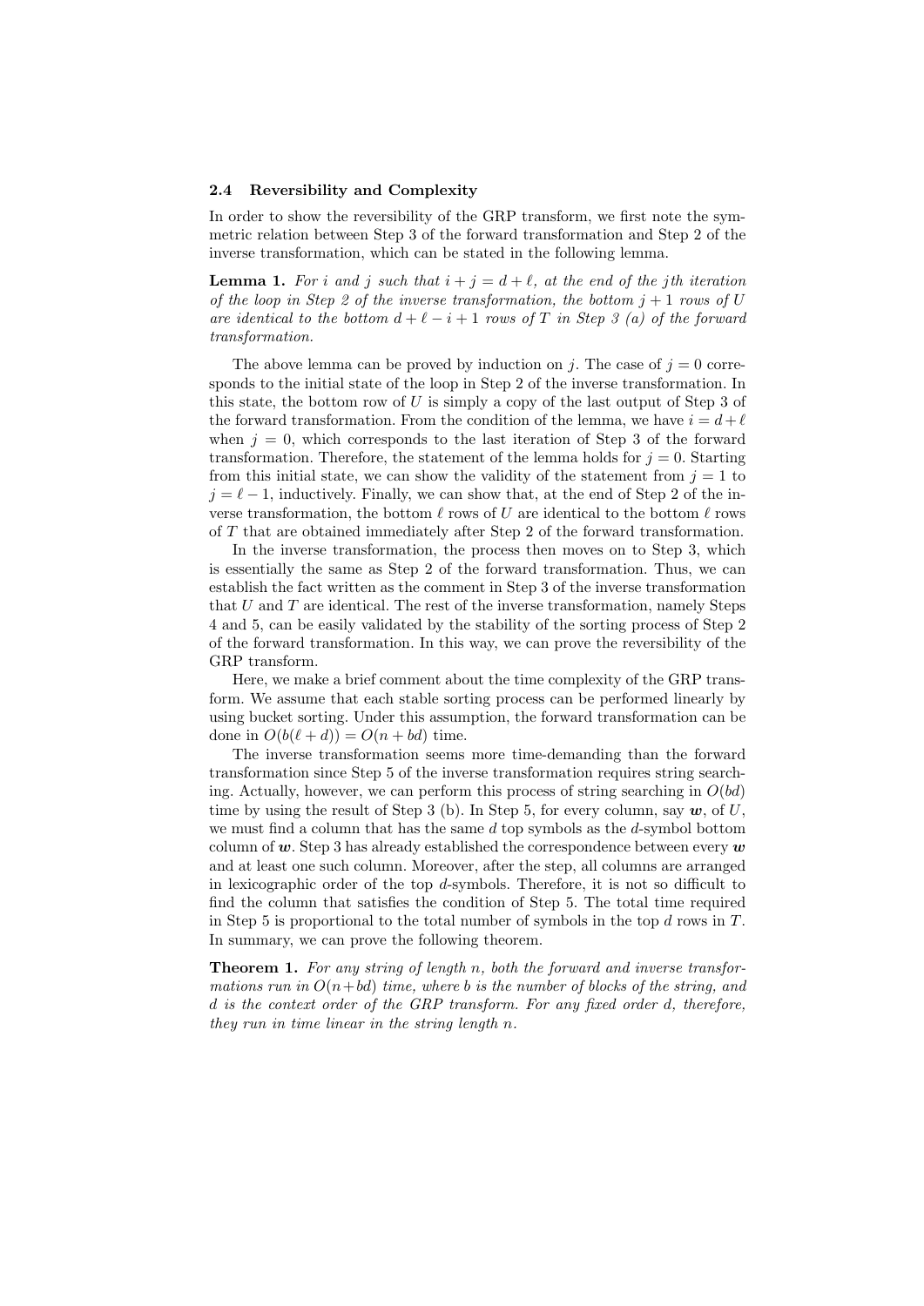### 2.4 Reversibility and Complexity

In order to show the reversibility of the GRP transform, we first note the symmetric relation between Step 3 of the forward transformation and Step 2 of the inverse transformation, which can be stated in the following lemma.

**Lemma 1.** *For $i$ and $j$ such that $i + j = d + \ell$, at the end of the $j$th iteration of the loop in Step 2 of the inverse transformation, the bottom $j + 1$ rows of $U$ are identical to the bottom $d + \ell - i + 1$ rows of $T$ in Step 3 (a) of the forward transformation.*

The above lemma can be proved by induction on $j$. The case of $j = 0$ corresponds to the initial state of the loop in Step 2 of the inverse transformation. In this state, the bottom row of $U$ is simply a copy of the last output of Step 3 of the forward transformation. From the condition of the lemma, we have $i = d + \ell$ when $j = 0$, which corresponds to the last iteration of Step 3 of the forward transformation. Therefore, the statement of the lemma holds for $j = 0$. Starting from this initial state, we can show the validity of the statement from $j = 1$ to $j = \ell - 1$, inductively. Finally, we can show that, at the end of Step 2 of the inverse transformation, the bottom $\ell$ rows of $U$ are identical to the bottom $\ell$ rows of $T$ that are obtained immediately after Step 2 of the forward transformation.

In the inverse transformation, the process then moves on to Step 3, which is essentially the same as Step 2 of the forward transformation. Thus, we can establish the fact written as the comment in Step 3 of the inverse transformation that $U$ and $T$ are identical. The rest of the inverse transformation, namely Steps 4 and 5, can be easily validated by the stability of the sorting process of Step 2 of the forward transformation. In this way, we can prove the reversibility of the GRP transform.

Here, we make a brief comment about the time complexity of the GRP transform. We assume that each stable sorting process can be performed linearly by using bucket sorting. Under this assumption, the forward transformation can be done in $O(b(\ell + d)) = O(n + bd)$ time.

The inverse transformation seems more time-demanding than the forward transformation since Step 5 of the inverse transformation requires string searching. Actually, however, we can perform this process of string searching in $O(bd)$ time by using the result of Step 3 (b). In Step 5, for every column, say $\boldsymbol{w}$, of $U$, we must find a column that has the same $d$ top symbols as the $d$-symbol bottom column of $\boldsymbol{w}$. Step 3 has already established the correspondence between every $\boldsymbol{w}$ and at least one such column. Moreover, after the step, all columns are arranged in lexicographic order of the top $d$-symbols. Therefore, it is not so difficult to find the column that satisfies the condition of Step 5. The total time required in Step 5 is proportional to the total number of symbols in the top $d$ rows in $T$. In summary, we can prove the following theorem.

**Theorem 1.** *For any string of length $n$, both the forward and inverse transformations run in $O(n+bd)$ time, where $b$ is the number of blocks of the string, and $d$ is the context order of the GRP transform. For any fixed order $d$, therefore, they run in time linear in the string length $n$.*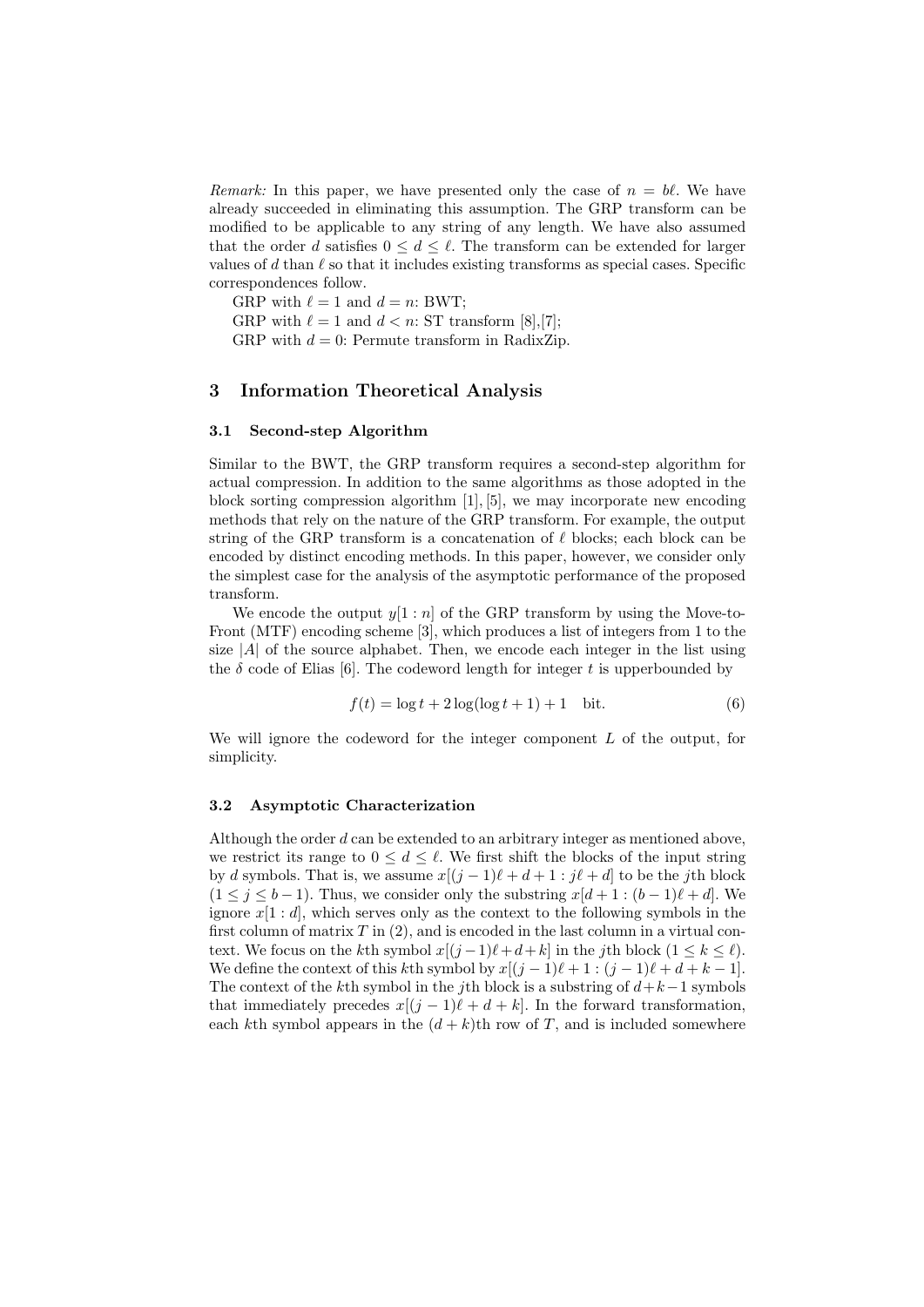*Remark:* In this paper, we have presented only the case of $n = b\ell$. We have already succeeded in eliminating this assumption. The GRP transform can be modified to be applicable to any string of any length. We have also assumed that the order $d$ satisfies $0 \le d \le \ell$. The transform can be extended for larger values of $d$ than $\ell$ so that it includes existing transforms as special cases. Specific correspondences follow.

GRP with $\ell = 1$ and $d = n$: BWT;

GRP with $\ell = 1$ and $d < n$: ST transform [8],[7];

GRP with $d = 0$: Permute transform in RadixZip.

## 3 Information Theoretical Analysis

### 3.1 Second-step Algorithm

Similar to the BWT, the GRP transform requires a second-step algorithm for actual compression. In addition to the same algorithms as those adopted in the block sorting compression algorithm [1], [5], we may incorporate new encoding methods that rely on the nature of the GRP transform. For example, the output string of the GRP transform is a concatenation of $\ell$ blocks; each block can be encoded by distinct encoding methods. In this paper, however, we consider only the simplest case for the analysis of the asymptotic performance of the proposed transform.

We encode the output $y[1:n]$ of the GRP transform by using the Move-to-Front (MTF) encoding scheme [3], which produces a list of integers from 1 to the size $|A|$ of the source alphabet. Then, we encode each integer in the list using the $\delta$ code of Elias [6]. The codeword length for integer $t$ is upperbounded by

$$f(t) = \log t + 2\log(\log t + 1) + 1 \quad \text{bit}. \tag{6}$$

We will ignore the codeword for the integer component $L$ of the output, for simplicity.

### 3.2 Asymptotic Characterization

Although the order $d$ can be extended to an arbitrary integer as mentioned above, we restrict its range to $0 \le d \le \ell$. We first shift the blocks of the input string by $d$ symbols. That is, we assume $x[(j-1)\ell + d + 1 : j\ell + d]$ to be the $j$th block $(1 \le j \le b-1)$. Thus, we consider only the substring $x[d+1 : (b-1)\ell + d]$. We ignore $x[1:d]$, which serves only as the context to the following symbols in the first column of matrix $T$ in (2), and is encoded in the last column in a virtual context. We focus on the $k$th symbol $x[(j-1)\ell + d + k]$ in the $j$th block $(1 \le k \le \ell)$. We define the context of this $k$th symbol by $x[(j-1)\ell + 1 : (j-1)\ell + d + k - 1]$. The context of the $k$th symbol in the $j$th block is a substring of $d+k-1$ symbols that immediately precedes $x[(j-1)\ell + d + k]$. In the forward transformation, each $k$th symbol appears in the $(d+k)$th row of $T$, and is included somewhere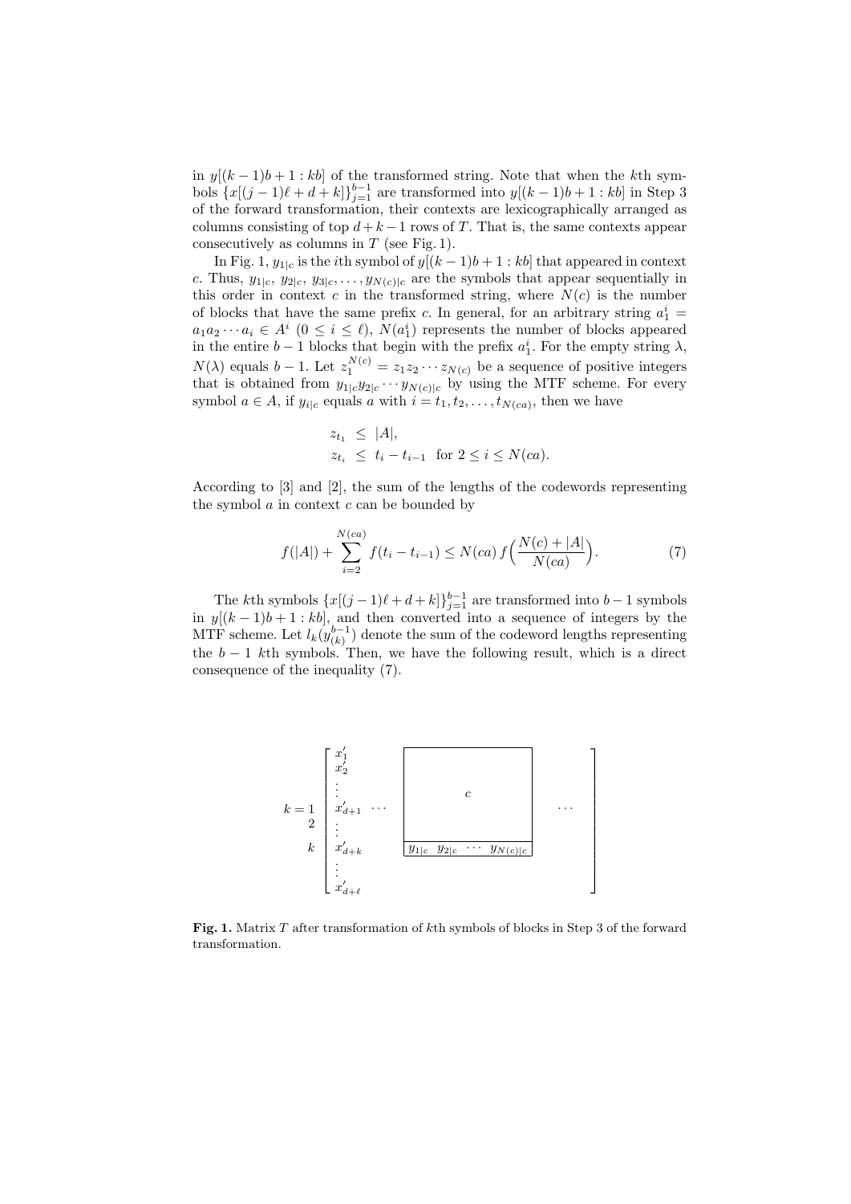in $y[(k-1)b+1:kb]$ of the transformed string. Note that when the $k$th symbols $\{x[(j-1)\ell+d+k]\}_{j=1}^{b-1}$ are transformed into $y[(k-1)b+1:kb]$ in Step 3 of the forward transformation, their contexts are lexicographically arranged as columns consisting of top $d+k-1$ rows of $T$. That is, the same contexts appear consecutively as columns in $T$ (see Fig. 1).

In Fig. 1, $y_{1|c}$ is the $i$th symbol of $y[(k-1)b+1:kb]$ that appeared in context $c$. Thus, $y_{1|c}, y_{2|c}, y_{3|c}, \ldots, y_{N(c)|c}$ are the symbols that appear sequentially in this order in context $c$ in the transformed string, where $N(c)$ is the number of blocks that have the same prefix $c$. In general, for an arbitrary string $a_1^i = a_1 a_2 \cdots a_i \in A^i$ $(0 \le i \le \ell)$, $N(a_1^i)$ represents the number of blocks appeared in the entire $b-1$ blocks that begin with the prefix $a_1^i$. For the empty string $\lambda$, $N(\lambda)$ equals $b-1$. Let $z_1^{N(c)} = z_1 z_2 \cdots z_{N(c)}$ be a sequence of positive integers that is obtained from $y_{1|c} y_{2|c} \cdots y_{N(c)|c}$ by using the MTF scheme. For every symbol $a \in A$, if $y_{i|c}$ equals $a$ with $i = t_1, t_2, \ldots, t_{N(ca)}$, then we have

$$
\begin{aligned}
z_{t_1} &\le |A|, \\
z_{t_i} &\le t_i - t_{i-1} \quad \text{for } 2 \le i \le N(ca).
\end{aligned}
$$

According to [3] and [2], the sum of the lengths of the codewords representing the symbol $a$ in context $c$ can be bounded by

$$
f(|A|) + \sum_{i=2}^{N(ca)} f(t_i - t_{i-1}) \le N(ca)\, f\Big(\frac{N(c)+|A|}{N(ca)}\Big). \tag{7}
$$

The $k$th symbols $\{x[(j-1)\ell+d+k]\}_{j=1}^{b-1}$ are transformed into $b-1$ symbols in $y[(k-1)b+1:kb]$, and then converted into a sequence of integers by the MTF scheme. Let $l_k(y_{(k)}^{b-1})$ denote the sum of the codeword lengths representing the $b-1$ $k$th symbols. Then, we have the following result, which is a direct consequence of the inequality (7).

$$
\begin{matrix} k=1 \\ 2 \\ \\ k \\ \\ \end{matrix}
\begin{bmatrix}
x'_1 & & & & \\
x'_2 & & & & \\
\vdots & & & c & \\
x'_{d+1} & \cdots & & & \cdots \\
\vdots & & & & \\
x'_{d+k} & & y_{1|c} & y_{2|c} \ \cdots \ y_{N(c)|c} & \\
\vdots & & & & \\
x'_{d+\ell} & & & &
\end{bmatrix}
$$

**Fig. 1.** Matrix $T$ after transformation of $k$th symbols of blocks in Step 3 of the forward transformation.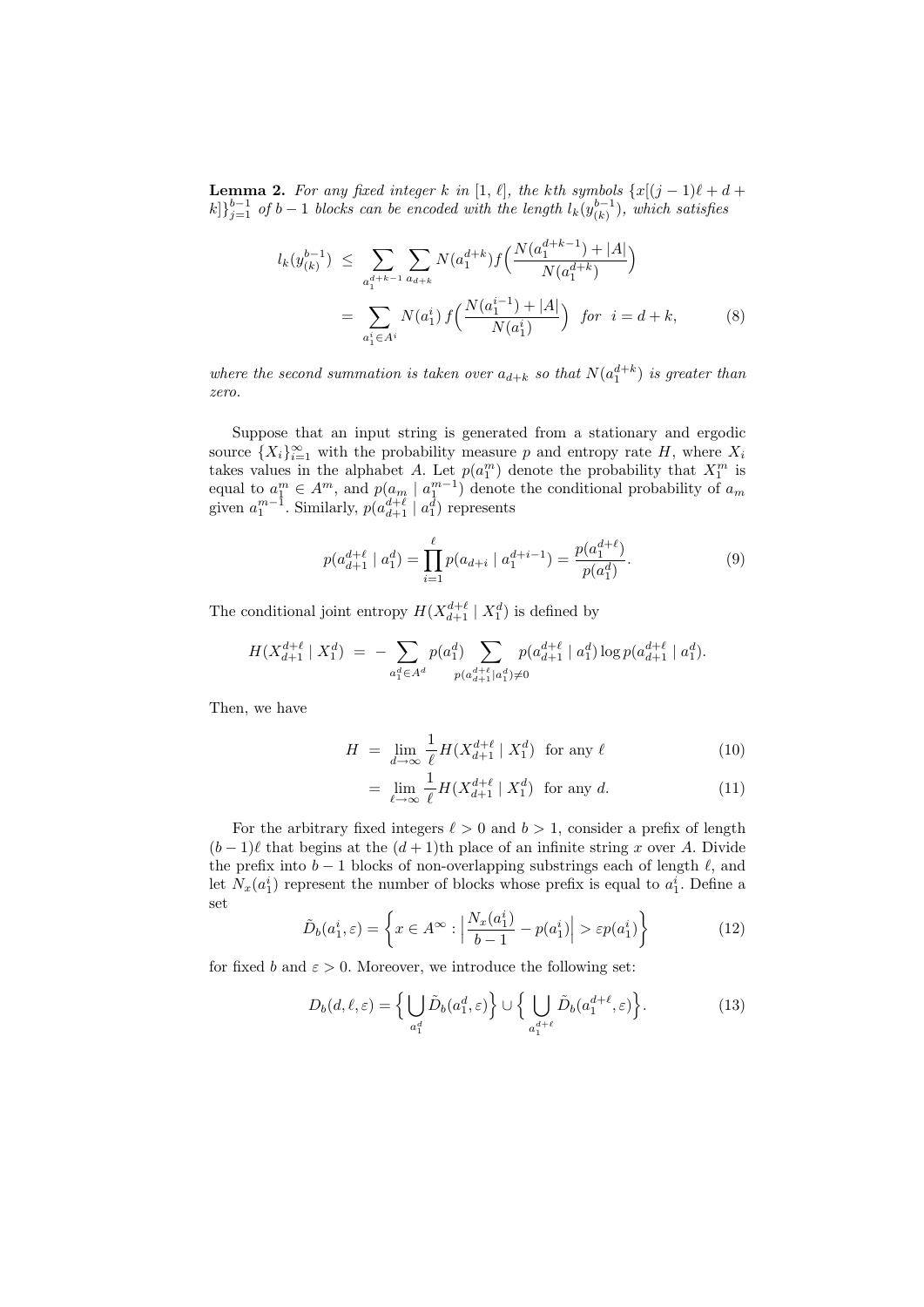**Lemma 2.** *For any fixed integer $k$ in $[1, \ell]$, the $k$th symbols $\{x[(j-1)\ell + d + k]\}_{j=1}^{b-1}$ of $b-1$ blocks can be encoded with the length $l_k(y_{(k)}^{b-1})$, which satisfies*

$$
\begin{aligned}
l_k(y_{(k)}^{b-1}) &\leq \sum_{a_1^{d+k-1}} \sum_{a_{d+k}} N(a_1^{d+k}) f\Big(\frac{N(a_1^{d+k-1}) + |A|}{N(a_1^{d+k})}\Big) \\
&= \sum_{a_1^i \in A^i} N(a_1^i)\, f\Big(\frac{N(a_1^{i-1}) + |A|}{N(a_1^i)}\Big) \quad \text{for} \quad i = d+k, \qquad (8)
\end{aligned}
$$

*where the second summation is taken over $a_{d+k}$ so that $N(a_1^{d+k})$ is greater than zero.*

Suppose that an input string is generated from a stationary and ergodic source $\{X_i\}_{i=1}^{\infty}$ with the probability measure $p$ and entropy rate $H$, where $X_i$ takes values in the alphabet $A$. Let $p(a_1^m)$ denote the probability that $X_1^m$ is equal to $a_1^m \in A^m$, and $p(a_m \mid a_1^{m-1})$ denote the conditional probability of $a_m$ given $a_1^{m-1}$. Similarly, $p(a_{d+1}^{d+\ell} \mid a_1^d)$ represents

$$
p(a_{d+1}^{d+\ell} \mid a_1^d) = \prod_{i=1}^{\ell} p(a_{d+i} \mid a_1^{d+i-1}) = \frac{p(a_1^{d+\ell})}{p(a_1^d)}. \qquad (9)
$$

The conditional joint entropy $H(X_{d+1}^{d+\ell} \mid X_1^d)$ is defined by

$$
H(X_{d+1}^{d+\ell} \mid X_1^d) \;=\; -\sum_{a_1^d \in A^d} p(a_1^d) \sum_{p(a_{d+1}^{d+\ell} \mid a_1^d) \neq 0} p(a_{d+1}^{d+\ell} \mid a_1^d) \log p(a_{d+1}^{d+\ell} \mid a_1^d).
$$

Then, we have

$$
\begin{aligned}
H &= \lim_{d \to \infty} \frac{1}{\ell} H(X_{d+1}^{d+\ell} \mid X_1^d) \quad \text{for any } \ell \qquad (10) \\
&= \lim_{\ell \to \infty} \frac{1}{\ell} H(X_{d+1}^{d+\ell} \mid X_1^d) \quad \text{for any } d. \qquad (11)
\end{aligned}
$$

For the arbitrary fixed integers $\ell > 0$ and $b > 1$, consider a prefix of length $(b-1)\ell$ that begins at the $(d+1)$th place of an infinite string $x$ over $A$. Divide the prefix into $b-1$ blocks of non-overlapping substrings each of length $\ell$, and let $N_x(a_1^i)$ represent the number of blocks whose prefix is equal to $a_1^i$. Define a set

$$
\tilde{D}_b(a_1^i, \varepsilon) = \left\{ x \in A^{\infty} : \Big| \frac{N_x(a_1^i)}{b-1} - p(a_1^i) \Big| > \varepsilon p(a_1^i) \right\} \qquad (12)
$$

for fixed $b$ and $\varepsilon > 0$. Moreover, we introduce the following set:

$$
D_b(d, \ell, \varepsilon) = \Big\{ \bigcup_{a_1^d} \tilde{D}_b(a_1^d, \varepsilon) \Big\} \cup \Big\{ \bigcup_{a_1^{d+\ell}} \tilde{D}_b(a_1^{d+\ell}, \varepsilon) \Big\}. \qquad (13)
$$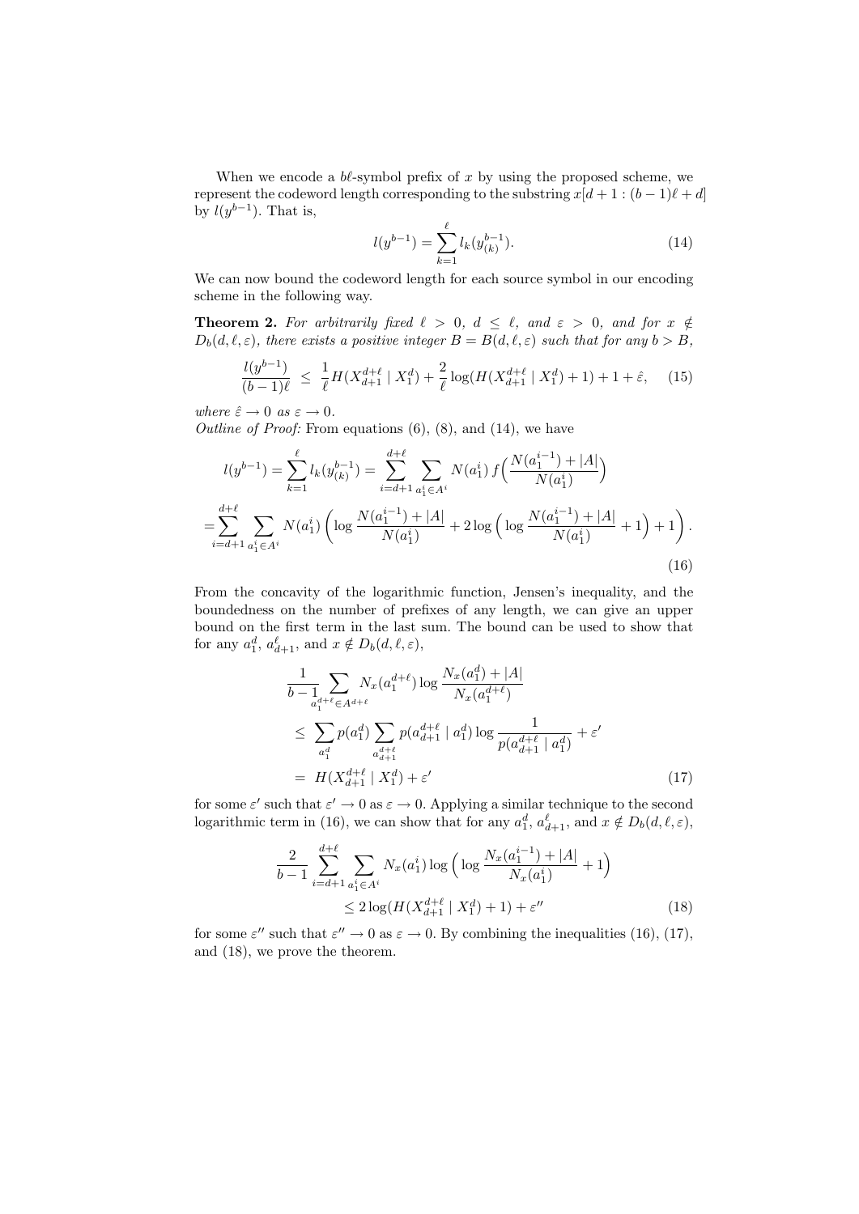When we encode a $b\ell$-symbol prefix of $x$ by using the proposed scheme, we represent the codeword length corresponding to the substring $x[d+1:(b-1)\ell+d]$ by $l(y^{b-1})$. That is,

$$
l(y^{b-1}) = \sum_{k=1}^{\ell} l_k(y_{(k)}^{b-1}). \tag{14}
$$

We can now bound the codeword length for each source symbol in our encoding scheme in the following way.

**Theorem 2.** *For arbitrarily fixed $\ell > 0$, $d \leq \ell$, and $\varepsilon > 0$, and for $x \notin D_b(d, \ell, \varepsilon)$, there exists a positive integer $B = B(d, \ell, \varepsilon)$ such that for any $b > B$,*

$$
\frac{l(y^{b-1})}{(b-1)\ell} \;\leq\; \frac{1}{\ell} H(X_{d+1}^{d+\ell} \mid X_1^d) + \frac{2}{\ell} \log(H(X_{d+1}^{d+\ell} \mid X_1^d) + 1) + 1 + \hat{\varepsilon}, \tag{15}
$$

*where $\hat{\varepsilon} \to 0$ as $\varepsilon \to 0$.*

*Outline of Proof:* From equations (6), (8), and (14), we have

$$
\begin{aligned}
l(y^{b-1}) &= \sum_{k=1}^{\ell} l_k(y_{(k)}^{b-1}) = \sum_{i=d+1}^{d+\ell} \sum_{a_1^i \in A^i} N(a_1^i)\, f\Big(\frac{N(a_1^{i-1}) + |A|}{N(a_1^i)}\Big) \\
&= \sum_{i=d+1}^{d+\ell} \sum_{a_1^i \in A^i} N(a_1^i) \left( \log \frac{N(a_1^{i-1}) + |A|}{N(a_1^i)} + 2 \log\Big( \log \frac{N(a_1^{i-1}) + |A|}{N(a_1^i)} + 1 \Big) + 1 \right).
\end{aligned} \tag{16}
$$

From the concavity of the logarithmic function, Jensen's inequality, and the boundedness on the number of prefixes of any length, we can give an upper bound on the first term in the last sum. The bound can be used to show that for any $a_1^d$, $a_{d+1}^{\ell}$, and $x \notin D_b(d, \ell, \varepsilon)$,

$$
\begin{aligned}
&\frac{1}{b-1} \sum_{a_1^{d+\ell} \in A^{d+\ell}} N_x(a_1^{d+\ell}) \log \frac{N_x(a_1^d) + |A|}{N_x(a_1^{d+\ell})} \\
&\leq \sum_{a_1^d} p(a_1^d) \sum_{a_{d+1}^{d+\ell}} p(a_{d+1}^{d+\ell} \mid a_1^d) \log \frac{1}{p(a_{d+1}^{d+\ell} \mid a_1^d)} + \varepsilon' \\
&= H(X_{d+1}^{d+\ell} \mid X_1^d) + \varepsilon'
\end{aligned} \tag{17}
$$

for some $\varepsilon'$ such that $\varepsilon' \to 0$ as $\varepsilon \to 0$. Applying a similar technique to the second logarithmic term in (16), we can show that for any $a_1^d$, $a_{d+1}^{\ell}$, and $x \notin D_b(d, \ell, \varepsilon)$,

$$
\begin{aligned}
&\frac{2}{b-1} \sum_{i=d+1}^{d+\ell} \sum_{a_1^i \in A^i} N_x(a_1^i) \log\Big( \log \frac{N_x(a_1^{i-1}) + |A|}{N_x(a_1^i)} + 1 \Big) \\
&\qquad \leq 2 \log(H(X_{d+1}^{d+\ell} \mid X_1^d) + 1) + \varepsilon''
\end{aligned} \tag{18}
$$

for some $\varepsilon''$ such that $\varepsilon'' \to 0$ as $\varepsilon \to 0$. By combining the inequalities (16), (17), and (18), we prove the theorem.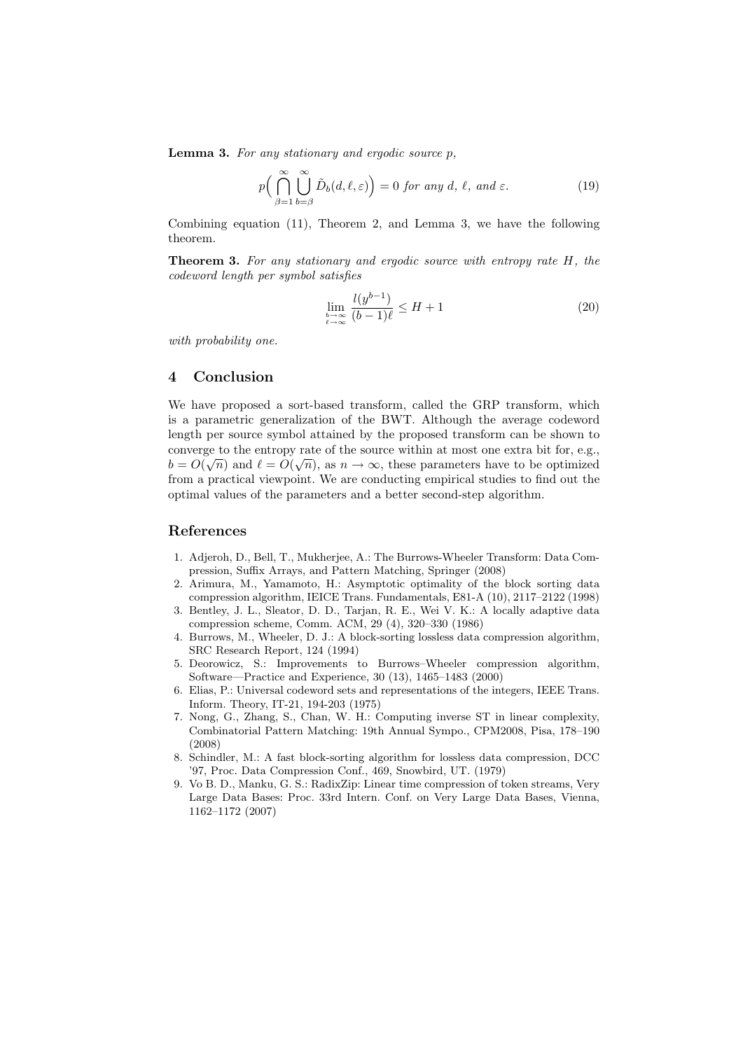**Lemma 3.** *For any stationary and ergodic source $p$,*

$$p\Big(\bigcap_{\beta=1}^{\infty}\bigcup_{b=\beta}^{\infty}\tilde{D}_b(d,\ell,\varepsilon)\Big)=0 \text{ for any } d,\ \ell, \text{ and } \varepsilon. \tag{19}$$

Combining equation (11), Theorem 2, and Lemma 3, we have the following theorem.

**Theorem 3.** *For any stationary and ergodic source with entropy rate $H$, the codeword length per symbol satisfies*

$$\lim_{\substack{b\to\infty\\ \ell\to\infty}}\frac{l(y^{b-1})}{(b-1)\ell}\leq H+1 \tag{20}$$

*with probability one.*

## 4 Conclusion

We have proposed a sort-based transform, called the GRP transform, which is a parametric generalization of the BWT. Although the average codeword length per source symbol attained by the proposed transform can be shown to converge to the entropy rate of the source within at most one extra bit for, e.g., $b=O(\sqrt{n})$ and $\ell=O(\sqrt{n})$, as $n\to\infty$, these parameters have to be optimized from a practical viewpoint. We are conducting empirical studies to find out the optimal values of the parameters and a better second-step algorithm.

## References

1. Adjeroh, D., Bell, T., Mukherjee, A.: The Burrows-Wheeler Transform: Data Compression, Suffix Arrays, and Pattern Matching, Springer (2008)
2. Arimura, M., Yamamoto, H.: Asymptotic optimality of the block sorting data compression algorithm, IEICE Trans. Fundamentals, E81-A (10), 2117–2122 (1998)
3. Bentley, J. L., Sleator, D. D., Tarjan, R. E., Wei V. K.: A locally adaptive data compression scheme, Comm. ACM, 29 (4), 320–330 (1986)
4. Burrows, M., Wheeler, D. J.: A block-sorting lossless data compression algorithm, SRC Research Report, 124 (1994)
5. Deorowicz, S.: Improvements to Burrows–Wheeler compression algorithm, Software—Practice and Experience, 30 (13), 1465–1483 (2000)
6. Elias, P.: Universal codeword sets and representations of the integers, IEEE Trans. Inform. Theory, IT-21, 194-203 (1975)
7. Nong, G., Zhang, S., Chan, W. H.: Computing inverse ST in linear complexity, Combinatorial Pattern Matching: 19th Annual Sympo., CPM2008, Pisa, 178–190 (2008)
8. Schindler, M.: A fast block-sorting algorithm for lossless data compression, DCC '97, Proc. Data Compression Conf., 469, Snowbird, UT. (1979)
9. Vo B. D., Manku, G. S.: RadixZip: Linear time compression of token streams, Very Large Data Bases: Proc. 33rd Intern. Conf. on Very Large Data Bases, Vienna, 1162–1172 (2007)